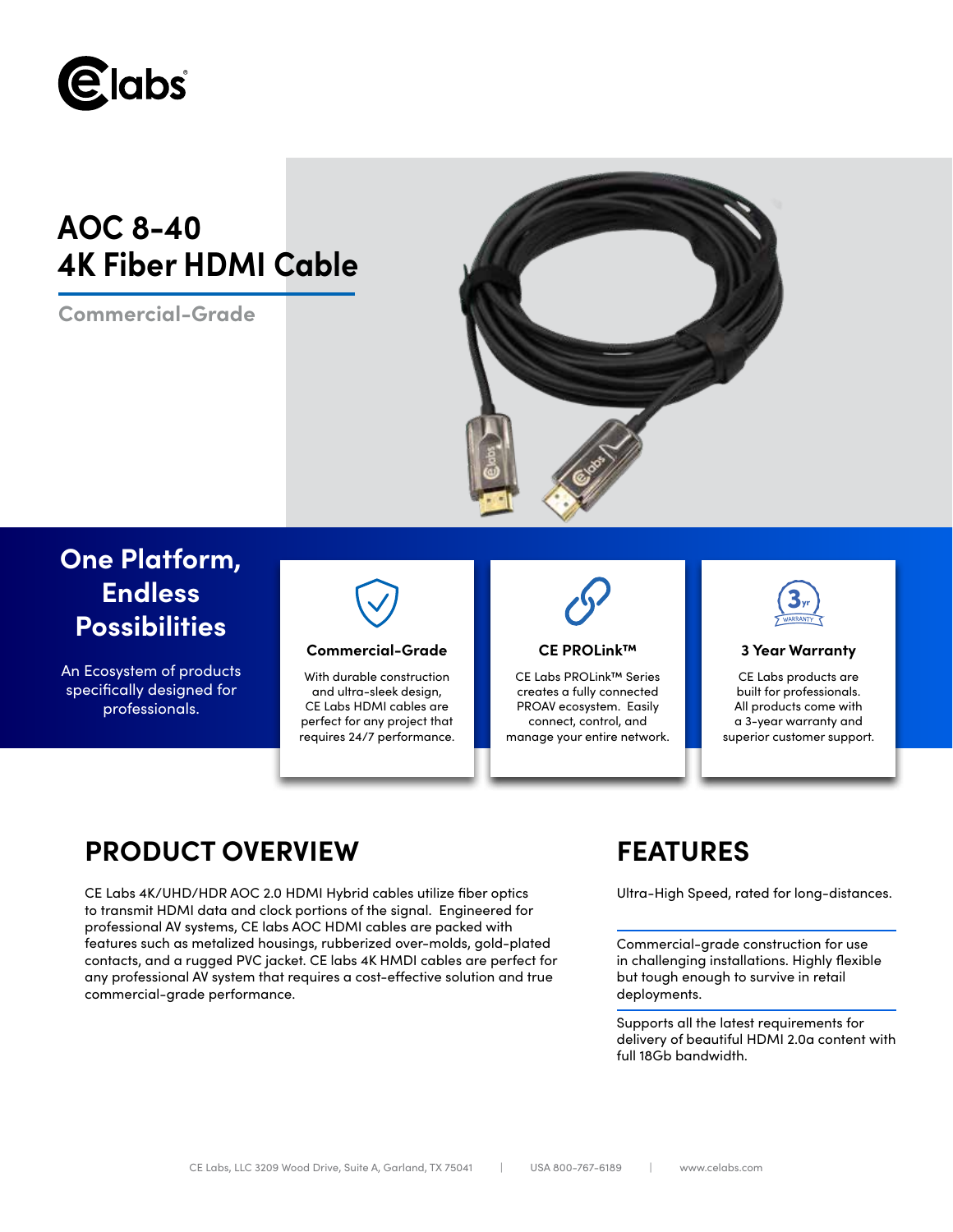# AOC 8-40 4K Fiber HDMI Cable

**Commercial-Grade**

## One Platform, Endless Possibilities

An Ecosystem of products specifically designed for professionals.

### Commercial-Grade

With durable construction and ultra-sleek design, CE Labs HDMI cables are perfect for any project that requires 24/7 performance.

### CE PROLink™

CE Labs PROLink™ Series creates a fully connected PROAV ecosystem. Easily connect, control, and manage your entire network.

### 3 Year Warranty

CE Labs products are built for professionals. All products come with a 3-year warranty and superior customer support.

## PRODUCT OVERVIEW

CE Labs 4K/UHD/HDR AOC 2.0 HDMI Hybrid cables utilize fiber optics to transmit HDMI data and clock portions of the signal. Engineered for professional AV systems, CE labs AOC HDMI cables are packed with features such as metalized housings, rubberized over-molds, gold-plated contacts, and a rugged PVC jacket. CE labs 4K HMDI cables are perfect for any professional AV system that requires a cost-effective solution and true commercial-grade performance.

## FEATURES

Ultra-High Speed, rated for long-distances.

Commercial-grade construction for use in challenging installations. Highly flexible but tough enough to survive in retail deployments.

Supports all the latest requirements for delivery of beautiful HDMI 2.0a content with full 18Gb bandwidth.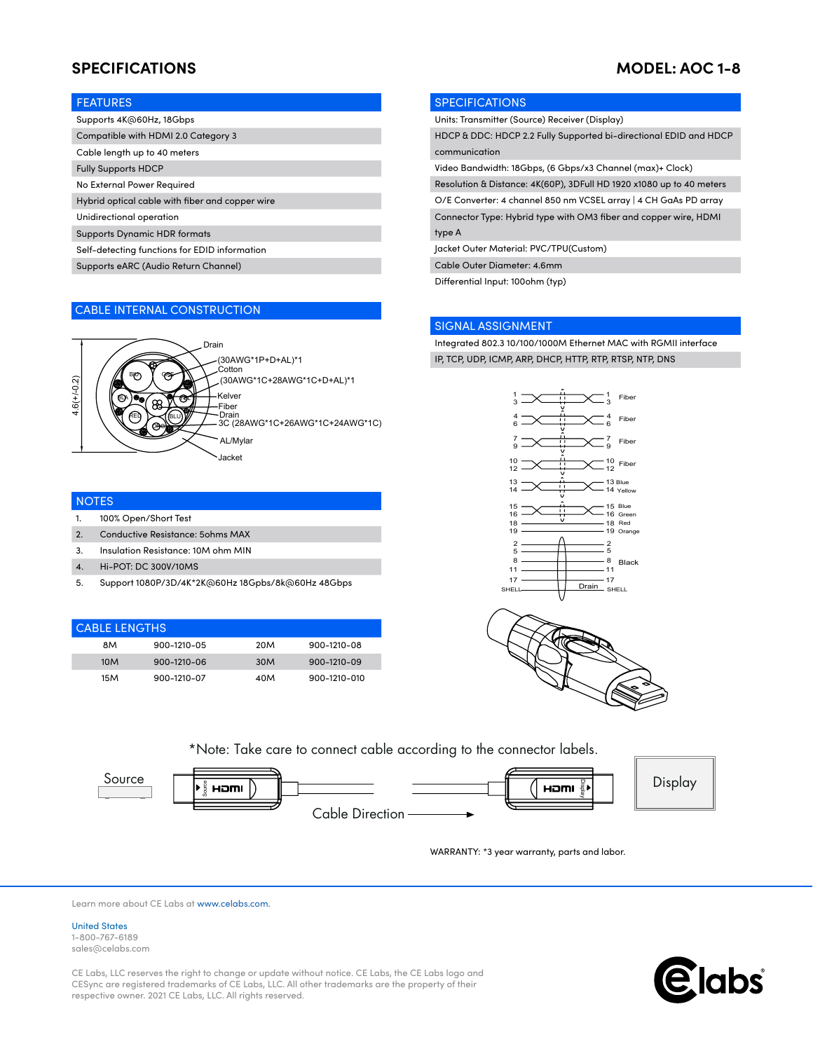## SPECIFICATIONS

## MODEL: AOC 1-8

### FEATURES

- Supports 4K@60Hz, 18Gbps
- Compatible with HDMI 2.0 Category 3
- Cable length up to 40 meters
- Fully Supports HDCP
- No External Power Required
- Hybrid optical cable with fiber and copper wire
- Unidirectional operation
- Supports Dynamic HDR formats
- Self-detecting functions for EDID information
- Supports eARC (Audio Return Channel)

### CABLE INTERNAL CONSTRUCTION

4.6(+/-0.2)

Drain
(30AWG*1P+D+AL)*1
Cotton
(30AWG*1C+28AWG*1C+D+AL)*1
Kelver
Fiber
Drain
3C (28AWG*1C+26AWG*1C+24AWG*1C)
AL/Mylar
Jacket

### NOTES

1. 100% Open/Short Test
2. Conductive Resistance: 5ohms MAX
3. Insulation Resistance: 10M ohm MIN
4. Hi-POT: DC 300V/10MS
5. Support 1080P/3D/4K*2K@60Hz 18Gpbs/8k@60Hz 48Gbps

### CABLE LENGTHS

| | | | |
|---|---|---|---|
| 8M | 900-1210-05 | 20M | 900-1210-08 |
| 10M | 900-1210-06 | 30M | 900-1210-09 |
| 15M | 900-1210-07 | 40M | 900-1210-010 |

### SPECIFICATIONS

- Units: Transmitter (Source) Receiver (Display)
- HDCP & DDC: HDCP 2.2 Fully Supported bi-directional EDID and HDCP communication
- Video Bandwidth: 18Gbps, (6 Gbps/x3 Channel (max)+ Clock)
- Resolution & Distance: 4K(60P), 3DFull HD 1920 x1080 up to 40 meters
- O/E Converter: 4 channel 850 nm VCSEL array | 4 CH GaAs PD array
- Connector Type: Hybrid type with OM3 fiber and copper wire, HDMI type A
- Jacket Outer Material: PVC/TPU(Custom)
- Cable Outer Diameter: 4.6mm
- Differential Input: 100ohm (typ)

### SIGNAL ASSIGNMENT

- Integrated 802.3 10/100/1000M Ethernet MAC with RGMII interface
- IP, TCP, UDP, ICMP, ARP, DHCP, HTTP, RTP, RTSP, NTP, DNS

1, 3 — 1, 3 Fiber
4, 6 — 4, 6 Fiber
7, 9 — 7, 9 Fiber
10, 12 — 10, 12 Fiber
13, 14 — 13 Blue, 14 Yellow
15, 16 — 15 Blue, 16 Green
18 — 18 Red
19 — 19 Orange
2, 5, 8, 11, 17 — 2, 5, 8, 11, 17 Black
SHELL — Drain — SHELL

*Note: Take care to connect cable according to the connector labels.

Source — Cable Direction → Display

WARRANTY: *3 year warranty, parts and labor.

Learn more about CE Labs at www.celabs.com.

United States
1-800-767-6189
sales@celabs.com

CE Labs, LLC reserves the right to change or update without notice. CE Labs, the CE Labs logo and CESync are registered trademarks of CE Labs, LLC. All other trademarks are the property of their respective owner. 2021 CE Labs, LLC. All rights reserved.